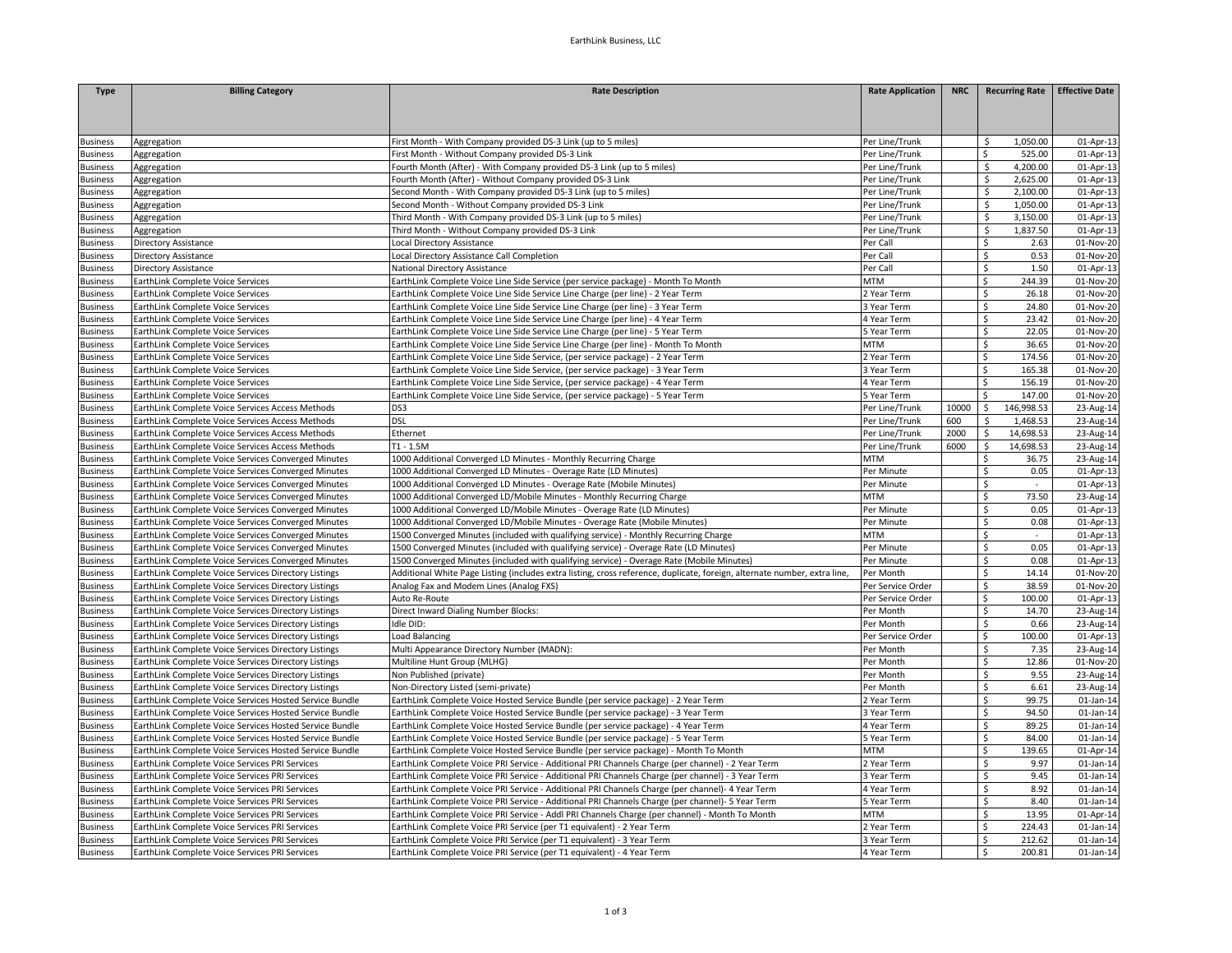EarthLink Business, LLC

| Type | Billing Category | Rate Description | Rate Application | NRC | Recurring Rate | Effective Date |
|---|---|---|---|---|---|---|
| Business | Aggregation | First Month - With Company provided DS-3 Link (up to 5 miles) | Per Line/Trunk | | $ 1,050.00 | 01-Apr-13 |
| Business | Aggregation | First Month - Without Company provided DS-3 Link | Per Line/Trunk | | $ 525.00 | 01-Apr-13 |
| Business | Aggregation | Fourth Month (After) - With Company provided DS-3 Link (up to 5 miles) | Per Line/Trunk | | $ 4,200.00 | 01-Apr-13 |
| Business | Aggregation | Fourth Month (After) - Without Company provided DS-3 Link | Per Line/Trunk | | $ 2,625.00 | 01-Apr-13 |
| Business | Aggregation | Second Month - With Company provided DS-3 Link (up to 5 miles) | Per Line/Trunk | | $ 2,100.00 | 01-Apr-13 |
| Business | Aggregation | Second Month - Without Company provided DS-3 Link | Per Line/Trunk | | $ 1,050.00 | 01-Apr-13 |
| Business | Aggregation | Third Month - With Company provided DS-3 Link (up to 5 miles) | Per Line/Trunk | | $ 3,150.00 | 01-Apr-13 |
| Business | Aggregation | Third Month - Without Company provided DS-3 Link | Per Line/Trunk | | $ 1,837.50 | 01-Apr-13 |
| Business | Directory Assistance | Local Directory Assistance | Per Call | | $ 2.63 | 01-Nov-20 |
| Business | Directory Assistance | Local Directory Assistance Call Completion | Per Call | | $ 0.53 | 01-Nov-20 |
| Business | Directory Assistance | National Directory Assistance | Per Call | | $ 1.50 | 01-Apr-13 |
| Business | EarthLink Complete Voice Services | EarthLink Complete Voice Line Side Service (per service package) - Month To Month | MTM | | $ 244.39 | 01-Nov-20 |
| Business | EarthLink Complete Voice Services | EarthLink Complete Voice Line Side Service Line Charge (per line) - 2 Year Term | 2 Year Term | | $ 26.18 | 01-Nov-20 |
| Business | EarthLink Complete Voice Services | EarthLink Complete Voice Line Side Service Line Charge (per line) - 3 Year Term | 3 Year Term | | $ 24.80 | 01-Nov-20 |
| Business | EarthLink Complete Voice Services | EarthLink Complete Voice Line Side Service Line Charge (per line) - 4 Year Term | 4 Year Term | | $ 23.42 | 01-Nov-20 |
| Business | EarthLink Complete Voice Services | EarthLink Complete Voice Line Side Service Line Charge (per line) - 5 Year Term | 5 Year Term | | $ 22.05 | 01-Nov-20 |
| Business | EarthLink Complete Voice Services | EarthLink Complete Voice Line Side Service Line Charge (per line) - Month To Month | MTM | | $ 36.65 | 01-Nov-20 |
| Business | EarthLink Complete Voice Services | EarthLink Complete Voice Line Side Service, (per service package) - 2 Year Term | 2 Year Term | | $ 174.56 | 01-Nov-20 |
| Business | EarthLink Complete Voice Services | EarthLink Complete Voice Line Side Service, (per service package) - 3 Year Term | 3 Year Term | | $ 165.38 | 01-Nov-20 |
| Business | EarthLink Complete Voice Services | EarthLink Complete Voice Line Side Service, (per service package) - 4 Year Term | 4 Year Term | | $ 156.19 | 01-Nov-20 |
| Business | EarthLink Complete Voice Services | EarthLink Complete Voice Line Side Service, (per service package) - 5 Year Term | 5 Year Term | | $ 147.00 | 01-Nov-20 |
| Business | EarthLink Complete Voice Services Access Methods | DS3 | Per Line/Trunk | 10000 | $ 146,998.53 | 23-Aug-14 |
| Business | EarthLink Complete Voice Services Access Methods | DSL | Per Line/Trunk | 600 | $ 1,468.53 | 23-Aug-14 |
| Business | EarthLink Complete Voice Services Access Methods | Ethernet | Per Line/Trunk | 2000 | $ 14,698.53 | 23-Aug-14 |
| Business | EarthLink Complete Voice Services Access Methods | T1 - 1.5M | Per Line/Trunk | 6000 | $ 14,698.53 | 23-Aug-14 |
| Business | EarthLink Complete Voice Services Converged Minutes | 1000 Additional Converged LD Minutes - Monthly Recurring Charge | MTM | | $ 36.75 | 23-Aug-14 |
| Business | EarthLink Complete Voice Services Converged Minutes | 1000 Additional Converged LD Minutes - Overage Rate (LD Minutes) | Per Minute | | $ 0.05 | 01-Apr-13 |
| Business | EarthLink Complete Voice Services Converged Minutes | 1000 Additional Converged LD Minutes - Overage Rate (Mobile Minutes) | Per Minute | | $ - | 01-Apr-13 |
| Business | EarthLink Complete Voice Services Converged Minutes | 1000 Additional Converged LD/Mobile Minutes - Monthly Recurring Charge | MTM | | $ 73.50 | 23-Aug-14 |
| Business | EarthLink Complete Voice Services Converged Minutes | 1000 Additional Converged LD/Mobile Minutes - Overage Rate (LD Minutes) | Per Minute | | $ 0.05 | 01-Apr-13 |
| Business | EarthLink Complete Voice Services Converged Minutes | 1000 Additional Converged LD/Mobile Minutes - Overage Rate (Mobile Minutes) | Per Minute | | $ 0.08 | 01-Apr-13 |
| Business | EarthLink Complete Voice Services Converged Minutes | 1500 Converged Minutes (included with qualifying service) - Monthly Recurring Charge | MTM | | $ - | 01-Apr-13 |
| Business | EarthLink Complete Voice Services Converged Minutes | 1500 Converged Minutes (included with qualifying service) - Overage Rate (LD Minutes) | Per Minute | | $ 0.05 | 01-Apr-13 |
| Business | EarthLink Complete Voice Services Converged Minutes | 1500 Converged Minutes (included with qualifying service) - Overage Rate (Mobile Minutes) | Per Minute | | $ 0.08 | 01-Apr-13 |
| Business | EarthLink Complete Voice Services Directory Listings | Additional White Page Listing (includes extra listing, cross reference, duplicate, foreign, alternate number, extra line, | Per Month | | $ 14.14 | 01-Nov-20 |
| Business | EarthLink Complete Voice Services Directory Listings | Analog Fax and Modem Lines (Analog FXS) | Per Service Order | | $ 38.59 | 01-Nov-20 |
| Business | EarthLink Complete Voice Services Directory Listings | Auto Re-Route | Per Service Order | | $ 100.00 | 01-Apr-13 |
| Business | EarthLink Complete Voice Services Directory Listings | Direct Inward Dialing Number Blocks: | Per Month | | $ 14.70 | 23-Aug-14 |
| Business | EarthLink Complete Voice Services Directory Listings | Idle DID: | Per Month | | $ 0.66 | 23-Aug-14 |
| Business | EarthLink Complete Voice Services Directory Listings | Load Balancing | Per Service Order | | $ 100.00 | 01-Apr-13 |
| Business | EarthLink Complete Voice Services Directory Listings | Multi Appearance Directory Number (MADN): | Per Month | | $ 7.35 | 23-Aug-14 |
| Business | EarthLink Complete Voice Services Directory Listings | Multiline Hunt Group (MLHG) | Per Month | | $ 12.86 | 01-Nov-20 |
| Business | EarthLink Complete Voice Services Directory Listings | Non Published (private) | Per Month | | $ 9.55 | 23-Aug-14 |
| Business | EarthLink Complete Voice Services Directory Listings | Non-Directory Listed (semi-private) | Per Month | | $ 6.61 | 23-Aug-14 |
| Business | EarthLink Complete Voice Services Hosted Service Bundle | EarthLink Complete Voice Hosted Service Bundle (per service package) - 2 Year Term | 2 Year Term | | $ 99.75 | 01-Jan-14 |
| Business | EarthLink Complete Voice Services Hosted Service Bundle | EarthLink Complete Voice Hosted Service Bundle (per service package) - 3 Year Term | 3 Year Term | | $ 94.50 | 01-Jan-14 |
| Business | EarthLink Complete Voice Services Hosted Service Bundle | EarthLink Complete Voice Hosted Service Bundle (per service package) - 4 Year Term | 4 Year Term | | $ 89.25 | 01-Jan-14 |
| Business | EarthLink Complete Voice Services Hosted Service Bundle | EarthLink Complete Voice Hosted Service Bundle (per service package) - 5 Year Term | 5 Year Term | | $ 84.00 | 01-Jan-14 |
| Business | EarthLink Complete Voice Services Hosted Service Bundle | EarthLink Complete Voice Hosted Service Bundle (per service package) - Month To Month | MTM | | $ 139.65 | 01-Apr-14 |
| Business | EarthLink Complete Voice Services PRI Services | EarthLink Complete Voice PRI Service - Additional PRI Channels Charge (per channel) - 2 Year Term | 2 Year Term | | $ 9.97 | 01-Jan-14 |
| Business | EarthLink Complete Voice Services PRI Services | EarthLink Complete Voice PRI Service - Additional PRI Channels Charge (per channel) - 3 Year Term | 3 Year Term | | $ 9.45 | 01-Jan-14 |
| Business | EarthLink Complete Voice Services PRI Services | EarthLink Complete Voice PRI Service - Additional PRI Channels Charge (per channel)- 4 Year Term | 4 Year Term | | $ 8.92 | 01-Jan-14 |
| Business | EarthLink Complete Voice Services PRI Services | EarthLink Complete Voice PRI Service - Additional PRI Channels Charge (per channel)- 5 Year Term | 5 Year Term | | $ 8.40 | 01-Jan-14 |
| Business | EarthLink Complete Voice Services PRI Services | EarthLink Complete Voice PRI Service - Addl PRI Channels Charge (per channel) - Month To Month | MTM | | $ 13.95 | 01-Apr-14 |
| Business | EarthLink Complete Voice Services PRI Services | EarthLink Complete Voice PRI Service (per T1 equivalent) - 2 Year Term | 2 Year Term | | $ 224.43 | 01-Jan-14 |
| Business | EarthLink Complete Voice Services PRI Services | EarthLink Complete Voice PRI Service (per T1 equivalent) - 3 Year Term | 3 Year Term | | $ 212.62 | 01-Jan-14 |
| Business | EarthLink Complete Voice Services PRI Services | EarthLink Complete Voice PRI Service (per T1 equivalent) - 4 Year Term | 4 Year Term | | $ 200.81 | 01-Jan-14 |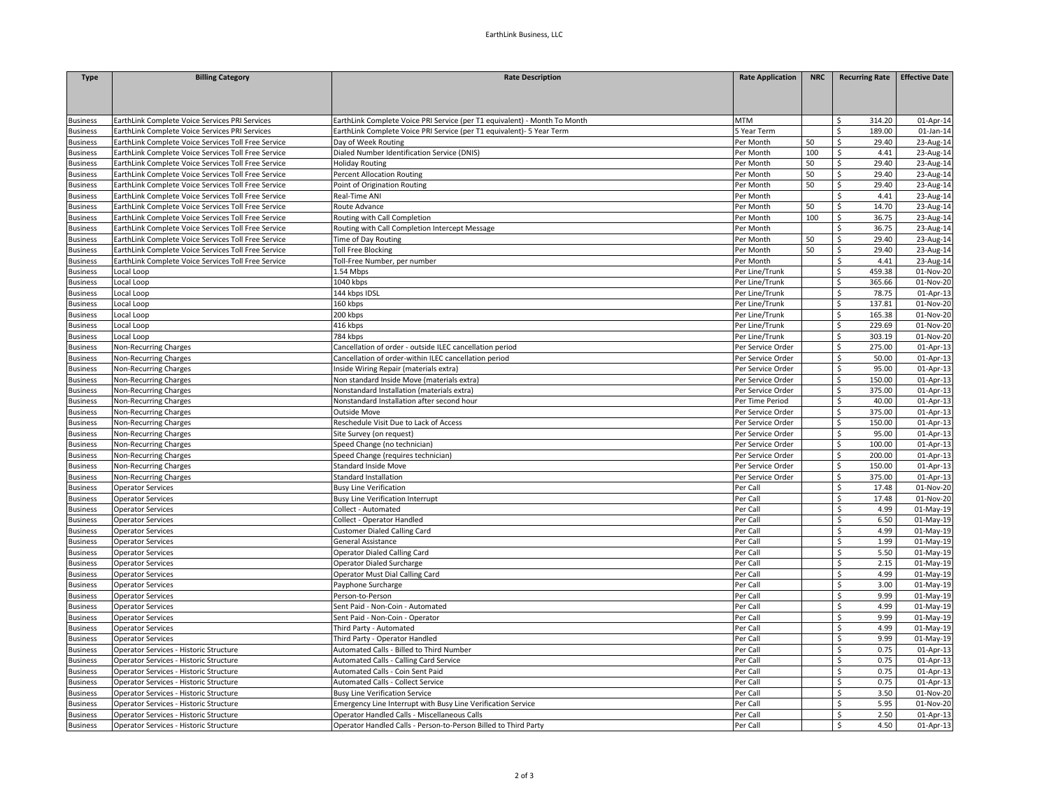EarthLink Business, LLC

| Type | Billing Category | Rate Description | Rate Application | NRC | Recurring Rate | Effective Date |
|---|---|---|---|---|---|---|
| Business | EarthLink Complete Voice Services PRI Services | EarthLink Complete Voice PRI Service (per T1 equivalent) - Month To Month | MTM | | $ 314.20 | 01-Apr-14 |
| Business | EarthLink Complete Voice Services PRI Services | EarthLink Complete Voice PRI Service (per T1 equivalent)- 5 Year Term | 5 Year Term | | $ 189.00 | 01-Jan-14 |
| Business | EarthLink Complete Voice Services Toll Free Service | Day of Week Routing | Per Month | 50 | $ 29.40 | 23-Aug-14 |
| Business | EarthLink Complete Voice Services Toll Free Service | Dialed Number Identification Service (DNIS) | Per Month | 100 | $ 4.41 | 23-Aug-14 |
| Business | EarthLink Complete Voice Services Toll Free Service | Holiday Routing | Per Month | 50 | $ 29.40 | 23-Aug-14 |
| Business | EarthLink Complete Voice Services Toll Free Service | Percent Allocation Routing | Per Month | 50 | $ 29.40 | 23-Aug-14 |
| Business | EarthLink Complete Voice Services Toll Free Service | Point of Origination Routing | Per Month | 50 | $ 29.40 | 23-Aug-14 |
| Business | EarthLink Complete Voice Services Toll Free Service | Real-Time ANI | Per Month | | $ 4.41 | 23-Aug-14 |
| Business | EarthLink Complete Voice Services Toll Free Service | Route Advance | Per Month | 50 | $ 14.70 | 23-Aug-14 |
| Business | EarthLink Complete Voice Services Toll Free Service | Routing with Call Completion | Per Month | 100 | $ 36.75 | 23-Aug-14 |
| Business | EarthLink Complete Voice Services Toll Free Service | Routing with Call Completion Intercept Message | Per Month | | $ 36.75 | 23-Aug-14 |
| Business | EarthLink Complete Voice Services Toll Free Service | Time of Day Routing | Per Month | 50 | $ 29.40 | 23-Aug-14 |
| Business | EarthLink Complete Voice Services Toll Free Service | Toll Free Blocking | Per Month | 50 | $ 29.40 | 23-Aug-14 |
| Business | EarthLink Complete Voice Services Toll Free Service | Toll-Free Number, per number | Per Month | | $ 4.41 | 23-Aug-14 |
| Business | Local Loop | 1.54 Mbps | Per Line/Trunk | | $ 459.38 | 01-Nov-20 |
| Business | Local Loop | 1040 kbps | Per Line/Trunk | | $ 365.66 | 01-Nov-20 |
| Business | Local Loop | 144 kbps IDSL | Per Line/Trunk | | $ 78.75 | 01-Apr-13 |
| Business | Local Loop | 160 kbps | Per Line/Trunk | | $ 137.81 | 01-Nov-20 |
| Business | Local Loop | 200 kbps | Per Line/Trunk | | $ 165.38 | 01-Nov-20 |
| Business | Local Loop | 416 kbps | Per Line/Trunk | | $ 229.69 | 01-Nov-20 |
| Business | Local Loop | 784 kbps | Per Line/Trunk | | $ 303.19 | 01-Nov-20 |
| Business | Non-Recurring Charges | Cancellation of order - outside ILEC cancellation period | Per Service Order | | $ 275.00 | 01-Apr-13 |
| Business | Non-Recurring Charges | Cancellation of order-within ILEC cancellation period | Per Service Order | | $ 50.00 | 01-Apr-13 |
| Business | Non-Recurring Charges | Inside Wiring Repair (materials extra) | Per Service Order | | $ 95.00 | 01-Apr-13 |
| Business | Non-Recurring Charges | Non standard Inside Move (materials extra) | Per Service Order | | $ 150.00 | 01-Apr-13 |
| Business | Non-Recurring Charges | Nonstandard Installation (materials extra) | Per Service Order | | $ 375.00 | 01-Apr-13 |
| Business | Non-Recurring Charges | Nonstandard Installation after second hour | Per Time Period | | $ 40.00 | 01-Apr-13 |
| Business | Non-Recurring Charges | Outside Move | Per Service Order | | $ 375.00 | 01-Apr-13 |
| Business | Non-Recurring Charges | Reschedule Visit Due to Lack of Access | Per Service Order | | $ 150.00 | 01-Apr-13 |
| Business | Non-Recurring Charges | Site Survey (on request) | Per Service Order | | $ 95.00 | 01-Apr-13 |
| Business | Non-Recurring Charges | Speed Change (no technician) | Per Service Order | | $ 100.00 | 01-Apr-13 |
| Business | Non-Recurring Charges | Speed Change (requires technician) | Per Service Order | | $ 200.00 | 01-Apr-13 |
| Business | Non-Recurring Charges | Standard Inside Move | Per Service Order | | $ 150.00 | 01-Apr-13 |
| Business | Non-Recurring Charges | Standard Installation | Per Service Order | | $ 375.00 | 01-Apr-13 |
| Business | Operator Services | Busy Line Verification | Per Call | | $ 17.48 | 01-Nov-20 |
| Business | Operator Services | Busy Line Verification Interrupt | Per Call | | $ 17.48 | 01-Nov-20 |
| Business | Operator Services | Collect - Automated | Per Call | | $ 4.99 | 01-May-19 |
| Business | Operator Services | Collect - Operator Handled | Per Call | | $ 6.50 | 01-May-19 |
| Business | Operator Services | Customer Dialed Calling Card | Per Call | | $ 4.99 | 01-May-19 |
| Business | Operator Services | General Assistance | Per Call | | $ 1.99 | 01-May-19 |
| Business | Operator Services | Operator Dialed Calling Card | Per Call | | $ 5.50 | 01-May-19 |
| Business | Operator Services | Operator Dialed Surcharge | Per Call | | $ 2.15 | 01-May-19 |
| Business | Operator Services | Operator Must Dial Calling Card | Per Call | | $ 4.99 | 01-May-19 |
| Business | Operator Services | Payphone Surcharge | Per Call | | $ 3.00 | 01-May-19 |
| Business | Operator Services | Person-to-Person | Per Call | | $ 9.99 | 01-May-19 |
| Business | Operator Services | Sent Paid - Non-Coin - Automated | Per Call | | $ 4.99 | 01-May-19 |
| Business | Operator Services | Sent Paid - Non-Coin - Operator | Per Call | | $ 9.99 | 01-May-19 |
| Business | Operator Services | Third Party - Automated | Per Call | | $ 4.99 | 01-May-19 |
| Business | Operator Services | Third Party - Operator Handled | Per Call | | $ 9.99 | 01-May-19 |
| Business | Operator Services - Historic Structure | Automated Calls - Billed to Third Number | Per Call | | $ 0.75 | 01-Apr-13 |
| Business | Operator Services - Historic Structure | Automated Calls - Calling Card Service | Per Call | | $ 0.75 | 01-Apr-13 |
| Business | Operator Services - Historic Structure | Automated Calls - Coin Sent Paid | Per Call | | $ 0.75 | 01-Apr-13 |
| Business | Operator Services - Historic Structure | Automated Calls - Collect Service | Per Call | | $ 0.75 | 01-Apr-13 |
| Business | Operator Services - Historic Structure | Busy Line Verification Service | Per Call | | $ 3.50 | 01-Nov-20 |
| Business | Operator Services - Historic Structure | Emergency Line Interrupt with Busy Line Verification Service | Per Call | | $ 5.95 | 01-Nov-20 |
| Business | Operator Services - Historic Structure | Operator Handled Calls - Miscellaneous Calls | Per Call | | $ 2.50 | 01-Apr-13 |
| Business | Operator Services - Historic Structure | Operator Handled Calls - Person-to-Person Billed to Third Party | Per Call | | $ 4.50 | 01-Apr-13 |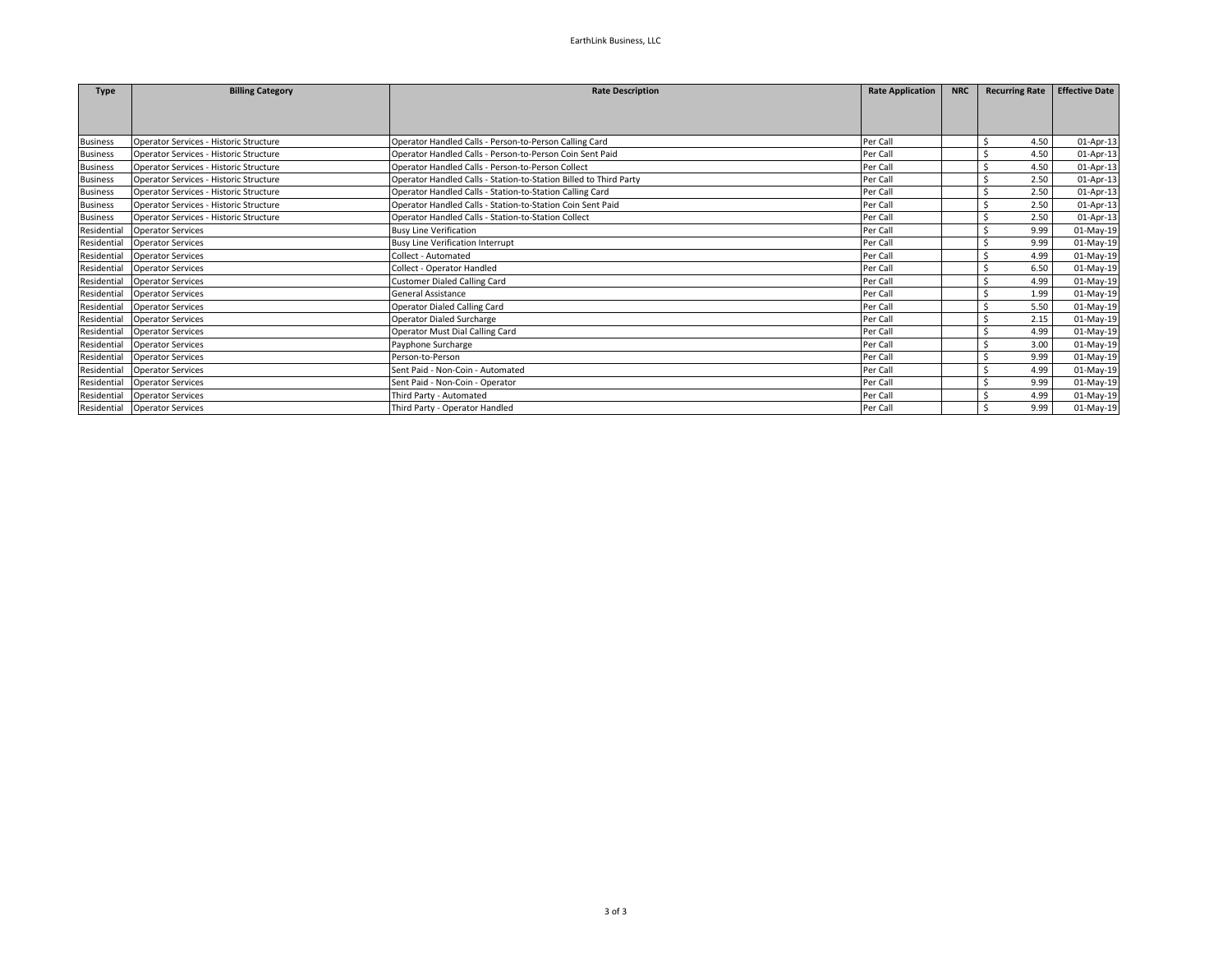| Type | Billing Category | Rate Description | Rate Application | NRC | Recurring Rate | Effective Date |
| --- | --- | --- | --- | --- | --- | --- |
| Business | Operator Services - Historic Structure | Operator Handled Calls - Person-to-Person Calling Card | Per Call | | $ 4.50 | 01-Apr-13 |
| Business | Operator Services - Historic Structure | Operator Handled Calls - Person-to-Person Coin Sent Paid | Per Call | | $ 4.50 | 01-Apr-13 |
| Business | Operator Services - Historic Structure | Operator Handled Calls - Person-to-Person Collect | Per Call | | $ 4.50 | 01-Apr-13 |
| Business | Operator Services - Historic Structure | Operator Handled Calls - Station-to-Station Billed to Third Party | Per Call | | $ 2.50 | 01-Apr-13 |
| Business | Operator Services - Historic Structure | Operator Handled Calls - Station-to-Station Calling Card | Per Call | | $ 2.50 | 01-Apr-13 |
| Business | Operator Services - Historic Structure | Operator Handled Calls - Station-to-Station Coin Sent Paid | Per Call | | $ 2.50 | 01-Apr-13 |
| Business | Operator Services - Historic Structure | Operator Handled Calls - Station-to-Station Collect | Per Call | | $ 2.50 | 01-Apr-13 |
| Residential | Operator Services | Busy Line Verification | Per Call | | $ 9.99 | 01-May-19 |
| Residential | Operator Services | Busy Line Verification Interrupt | Per Call | | $ 9.99 | 01-May-19 |
| Residential | Operator Services | Collect - Automated | Per Call | | $ 4.99 | 01-May-19 |
| Residential | Operator Services | Collect - Operator Handled | Per Call | | $ 6.50 | 01-May-19 |
| Residential | Operator Services | Customer Dialed Calling Card | Per Call | | $ 4.99 | 01-May-19 |
| Residential | Operator Services | General Assistance | Per Call | | $ 1.99 | 01-May-19 |
| Residential | Operator Services | Operator Dialed Calling Card | Per Call | | $ 5.50 | 01-May-19 |
| Residential | Operator Services | Operator Dialed Surcharge | Per Call | | $ 2.15 | 01-May-19 |
| Residential | Operator Services | Operator Must Dial Calling Card | Per Call | | $ 4.99 | 01-May-19 |
| Residential | Operator Services | Payphone Surcharge | Per Call | | $ 3.00 | 01-May-19 |
| Residential | Operator Services | Person-to-Person | Per Call | | $ 9.99 | 01-May-19 |
| Residential | Operator Services | Sent Paid - Non-Coin - Automated | Per Call | | $ 4.99 | 01-May-19 |
| Residential | Operator Services | Sent Paid - Non-Coin - Operator | Per Call | | $ 9.99 | 01-May-19 |
| Residential | Operator Services | Third Party - Automated | Per Call | | $ 4.99 | 01-May-19 |
| Residential | Operator Services | Third Party - Operator Handled | Per Call | | $ 9.99 | 01-May-19 |